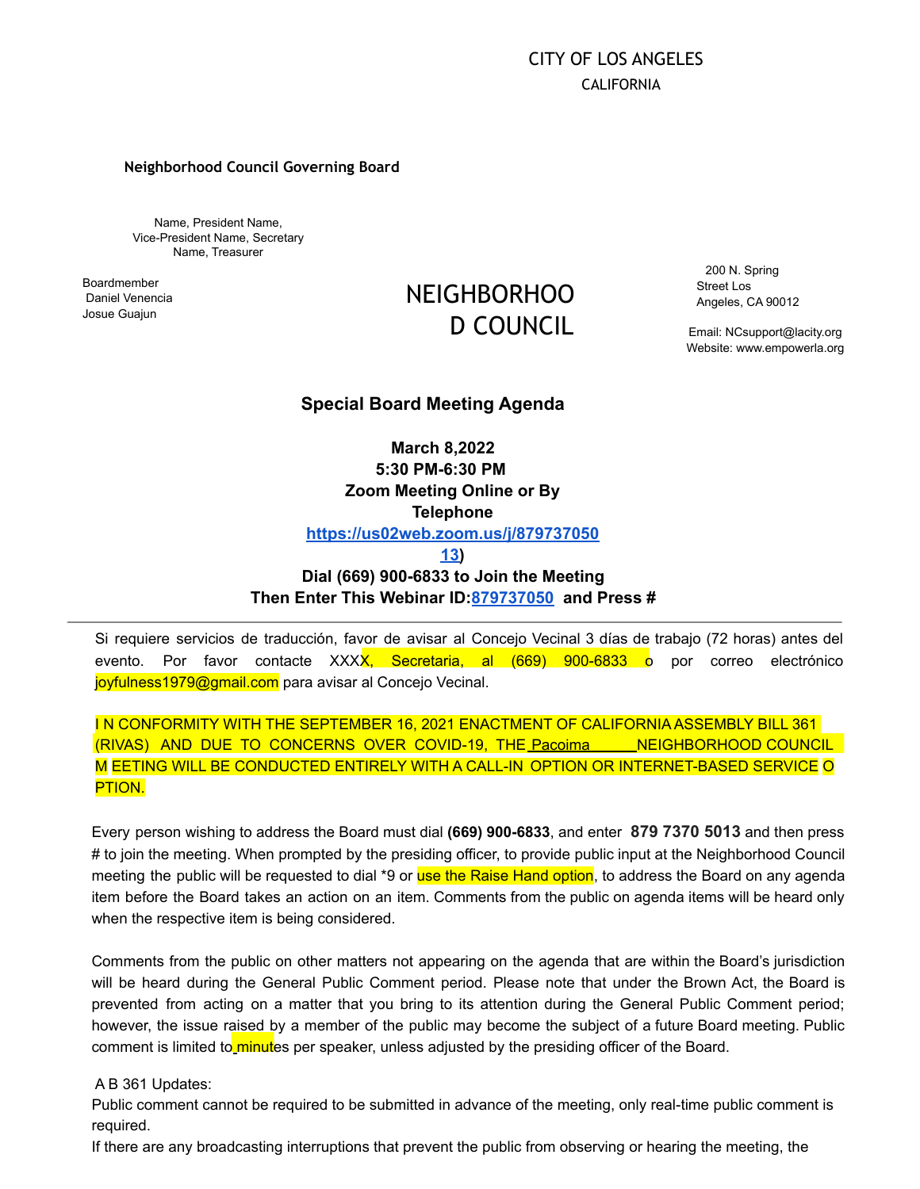CITY OF LOS ANGELES
CALIFORNIA

**Neighborhood Council Governing Board**

Name, President Name,
Vice-President Name, Secretary
Name, Treasurer

Boardmember
Daniel Venencia
Josue Guajun

# NEIGHBORHOOD COUNCIL

200 N. Spring Street Los Angeles, CA 90012

Email: NCsupport@lacity.org
Website: www.empowerla.org

## Special Board Meeting Agenda

**March 8,2022**
**5:30 PM-6:30 PM**
**Zoom Meeting Online or By Telephone**
**https://us02web.zoom.us/j/87973705013)**
**Dial (669) 900-6833 to Join the Meeting**
**Then Enter This Webinar ID:879737050 and Press #**

---

Si requiere servicios de traducción, favor de avisar al Concejo Vecinal 3 días de trabajo (72 horas) antes del evento. Por favor contacte XXXX, Secretaria, al (669) 900-6833 o por correo electrónico joyfulness1979@gmail.com para avisar al Concejo Vecinal.

I N CONFORMITY WITH THE SEPTEMBER 16, 2021 ENACTMENT OF CALIFORNIA ASSEMBLY BILL 361 (RIVAS) AND DUE TO CONCERNS OVER COVID-19, THE Pacoima NEIGHBORHOOD COUNCIL M EETING WILL BE CONDUCTED ENTIRELY WITH A CALL-IN OPTION OR INTERNET-BASED SERVICE O PTION.

Every person wishing to address the Board must dial **(669) 900-6833**, and enter **879 7370 5013** and then press # to join the meeting. When prompted by the presiding officer, to provide public input at the Neighborhood Council meeting the public will be requested to dial *9 or use the Raise Hand option, to address the Board on any agenda item before the Board takes an action on an item. Comments from the public on agenda items will be heard only when the respective item is being considered.

Comments from the public on other matters not appearing on the agenda that are within the Board's jurisdiction will be heard during the General Public Comment period. Please note that under the Brown Act, the Board is prevented from acting on a matter that you bring to its attention during the General Public Comment period; however, the issue raised by a member of the public may become the subject of a future Board meeting. Public comment is limited to_minutes per speaker, unless adjusted by the presiding officer of the Board.

A B 361 Updates:
Public comment cannot be required to be submitted in advance of the meeting, only real-time public comment is required.
If there are any broadcasting interruptions that prevent the public from observing or hearing the meeting, the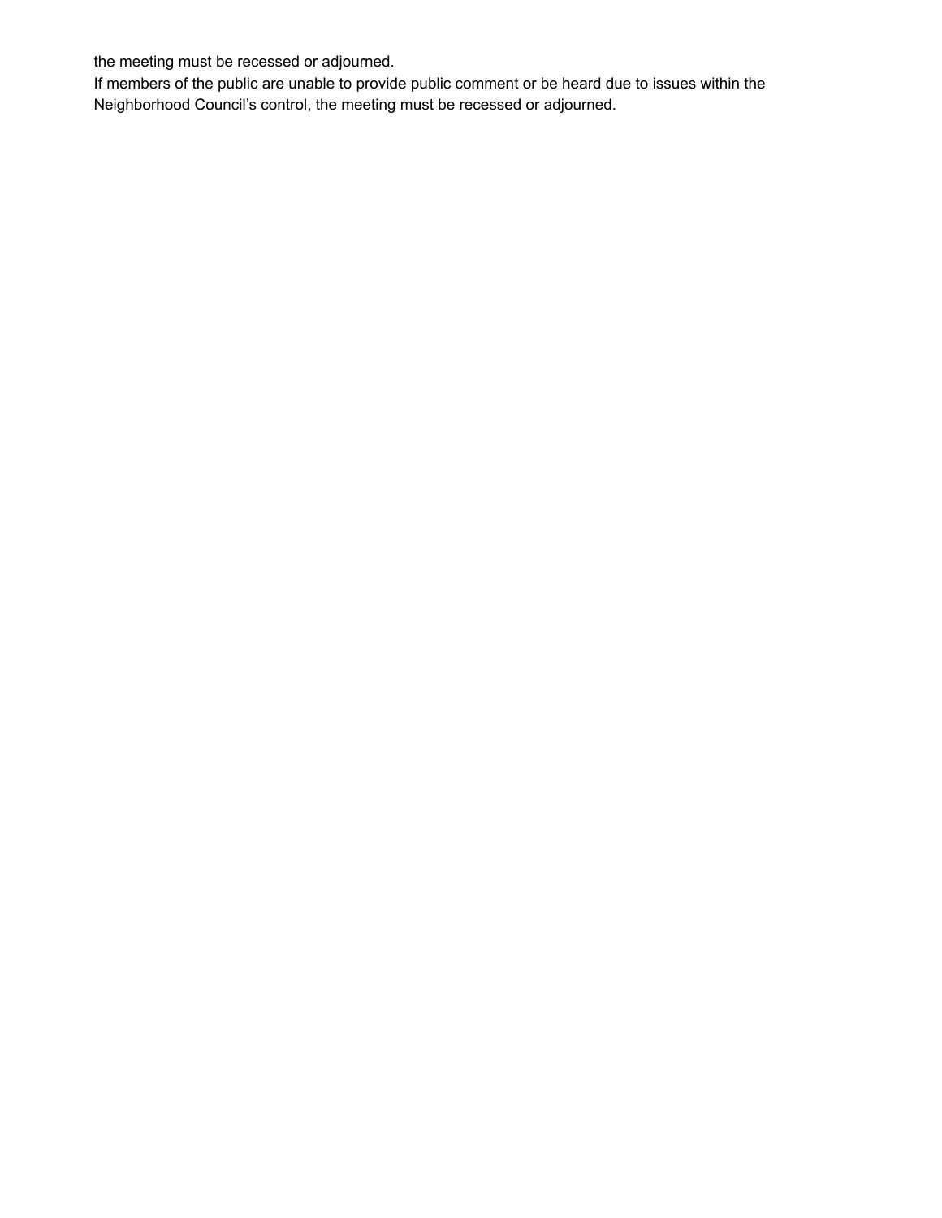the meeting must be recessed or adjourned.
If members of the public are unable to provide public comment or be heard due to issues within the Neighborhood Council's control, the meeting must be recessed or adjourned.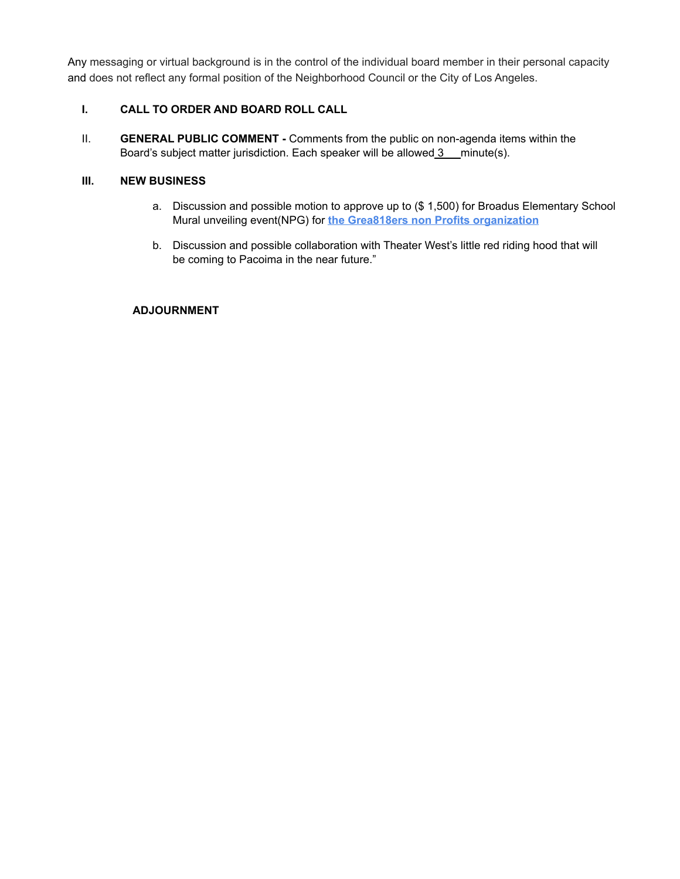Any messaging or virtual background is in the control of the individual board member in their personal capacity and does not reflect any formal position of the Neighborhood Council or the City of Los Angeles.

**I. CALL TO ORDER AND BOARD ROLL CALL**

II. **GENERAL PUBLIC COMMENT -** Comments from the public on non-agenda items within the Board's subject matter jurisdiction. Each speaker will be allowed 3 minute(s).

**III. NEW BUSINESS**

a. Discussion and possible motion to approve up to ($ 1,500) for Broadus Elementary School Mural unveiling event(NPG) for **the Grea818ers non Profits organization**

b. Discussion and possible collaboration with Theater West's little red riding hood that will be coming to Pacoima in the near future."

**ADJOURNMENT**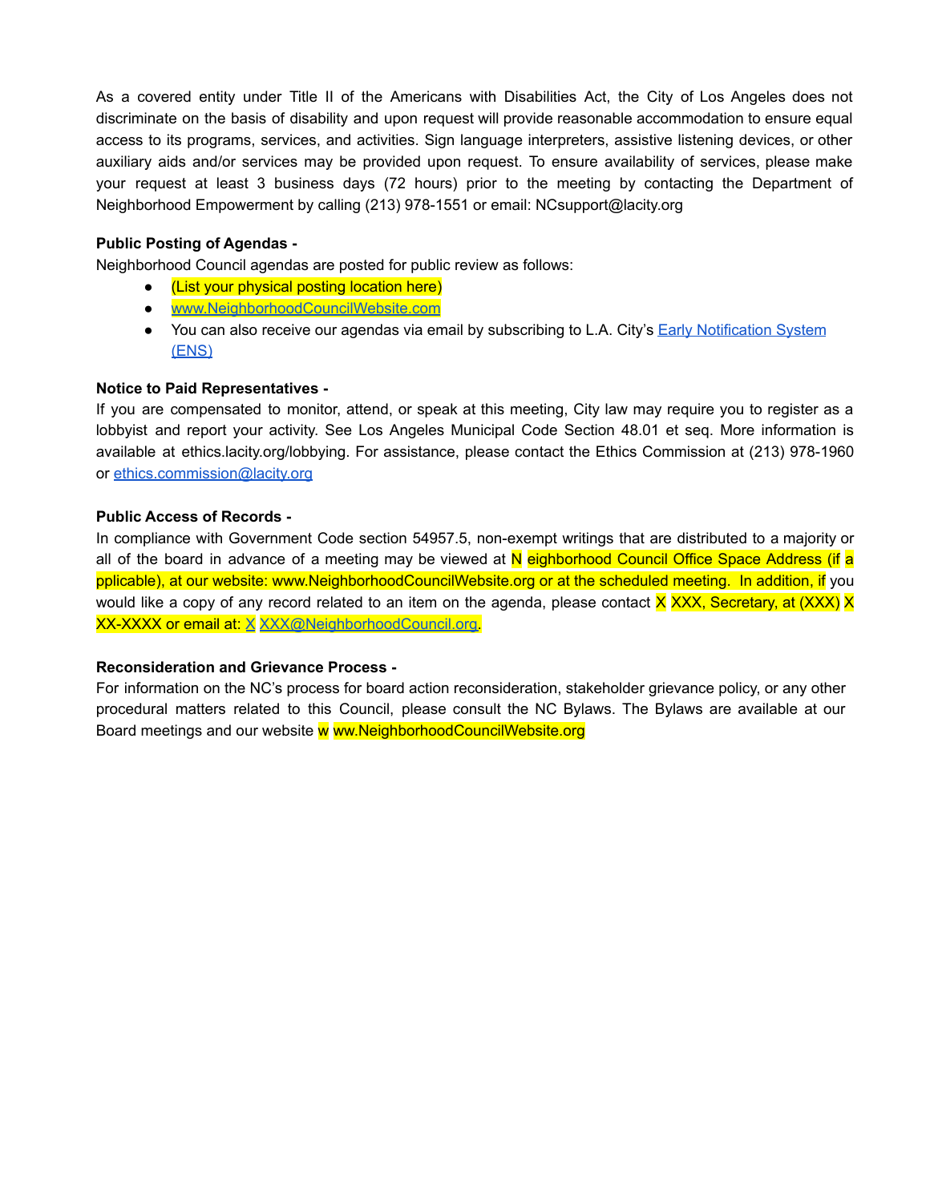As a covered entity under Title II of the Americans with Disabilities Act, the City of Los Angeles does not discriminate on the basis of disability and upon request will provide reasonable accommodation to ensure equal access to its programs, services, and activities. Sign language interpreters, assistive listening devices, or other auxiliary aids and/or services may be provided upon request. To ensure availability of services, please make your request at least 3 business days (72 hours) prior to the meeting by contacting the Department of Neighborhood Empowerment by calling (213) 978-1551 or email: NCsupport@lacity.org

**Public Posting of Agendas -**

Neighborhood Council agendas are posted for public review as follows:

- (List your physical posting location here)
- www.NeighborhoodCouncilWebsite.com
- You can also receive our agendas via email by subscribing to L.A. City's Early Notification System (ENS)

**Notice to Paid Representatives -**

If you are compensated to monitor, attend, or speak at this meeting, City law may require you to register as a lobbyist and report your activity. See Los Angeles Municipal Code Section 48.01 et seq. More information is available at ethics.lacity.org/lobbying. For assistance, please contact the Ethics Commission at (213) 978-1960 or ethics.commission@lacity.org

**Public Access of Records -**

In compliance with Government Code section 54957.5, non-exempt writings that are distributed to a majority or all of the board in advance of a meeting may be viewed at Neighborhood Council Office Space Address (if applicable), at our website: www.NeighborhoodCouncilWebsite.org or at the scheduled meeting. In addition, if you would like a copy of any record related to an item on the agenda, please contact XXXX, Secretary, at (XXX) XXX-XXXX or email at: XXXX@NeighborhoodCouncil.org.

**Reconsideration and Grievance Process -**

For information on the NC's process for board action reconsideration, stakeholder grievance policy, or any other procedural matters related to this Council, please consult the NC Bylaws. The Bylaws are available at our Board meetings and our website www.NeighborhoodCouncilWebsite.org